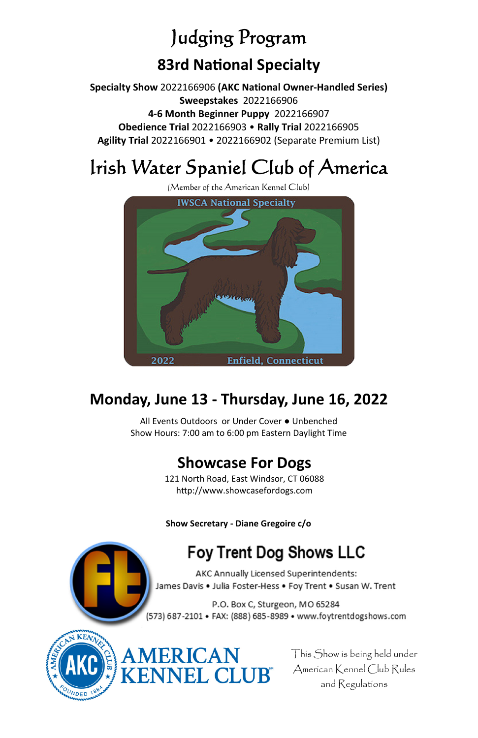# Judging Program

## 83rd National Specialty

**Specialty Show** 2022166906 **(AKC National Owner-Handled Series)**
**Sweepstakes** 2022166906
**4-6 Month Beginner Puppy** 2022166907
**Obedience Trial** 2022166903 • **Rally Trial** 2022166905
**Agility Trial** 2022166901 • 2022166902 (Separate Premium List)

# Irish Water Spaniel Club of America

(Member of the American Kennel Club)

IWSCA National Specialty

2022 Enfield, Connecticut

## Monday, June 13 - Thursday, June 16, 2022

All Events Outdoors or Under Cover ● Unbenched
Show Hours: 7:00 am to 6:00 pm Eastern Daylight Time

## Showcase For Dogs

121 North Road, East Windsor, CT 06088
http://www.showcasefordogs.com

**Show Secretary - Diane Gregoire c/o**

## Foy Trent Dog Shows LLC

AKC Annually Licensed Superintendents:
James Davis • Julia Foster-Hess • Foy Trent • Susan W. Trent

P.O. Box C, Sturgeon, MO 65284
(573) 687-2101 • FAX: (888) 685-8989 • www.foytrentdogshows.com

AMERICAN KENNEL CLUB

This Show is being held under American Kennel Club Rules and Regulations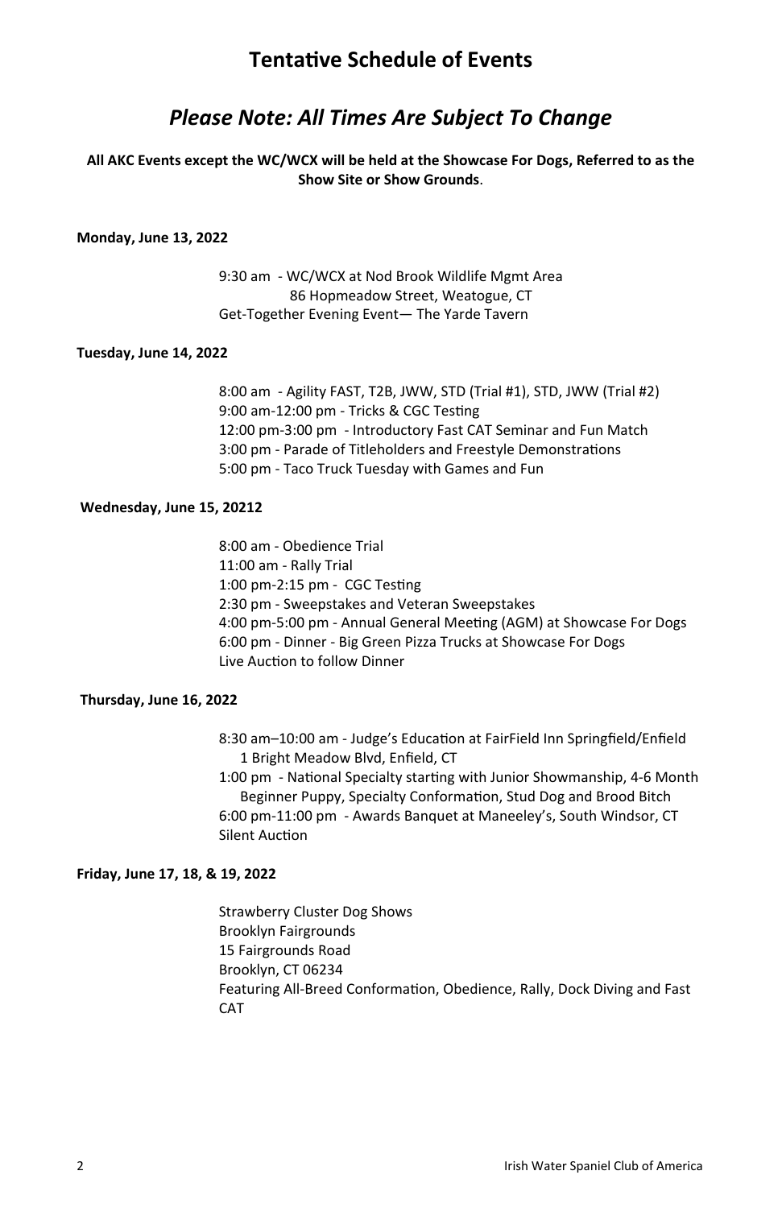# Tentative Schedule of Events

## *Please Note: All Times Are Subject To Change*

**All AKC Events except the WC/WCX will be held at the Showcase For Dogs, Referred to as the Show Site or Show Grounds**.

**Monday, June 13, 2022**

9:30 am - WC/WCX at Nod Brook Wildlife Mgmt Area
86 Hopmeadow Street, Weatogue, CT
Get-Together Evening Event— The Yarde Tavern

**Tuesday, June 14, 2022**

8:00 am - Agility FAST, T2B, JWW, STD (Trial #1), STD, JWW (Trial #2)
9:00 am-12:00 pm - Tricks & CGC Testing
12:00 pm-3:00 pm - Introductory Fast CAT Seminar and Fun Match
3:00 pm - Parade of Titleholders and Freestyle Demonstrations
5:00 pm - Taco Truck Tuesday with Games and Fun

**Wednesday, June 15, 20212**

8:00 am - Obedience Trial
11:00 am - Rally Trial
1:00 pm-2:15 pm - CGC Testing
2:30 pm - Sweepstakes and Veteran Sweepstakes
4:00 pm-5:00 pm - Annual General Meeting (AGM) at Showcase For Dogs
6:00 pm - Dinner - Big Green Pizza Trucks at Showcase For Dogs
Live Auction to follow Dinner

**Thursday, June 16, 2022**

8:30 am–10:00 am - Judge's Education at FairField Inn Springfield/Enfield
1 Bright Meadow Blvd, Enfield, CT
1:00 pm - National Specialty starting with Junior Showmanship, 4-6 Month Beginner Puppy, Specialty Conformation, Stud Dog and Brood Bitch
6:00 pm-11:00 pm - Awards Banquet at Maneeley's, South Windsor, CT
Silent Auction

**Friday, June 17, 18, & 19, 2022**

Strawberry Cluster Dog Shows
Brooklyn Fairgrounds
15 Fairgrounds Road
Brooklyn, CT 06234
Featuring All-Breed Conformation, Obedience, Rally, Dock Diving and Fast CAT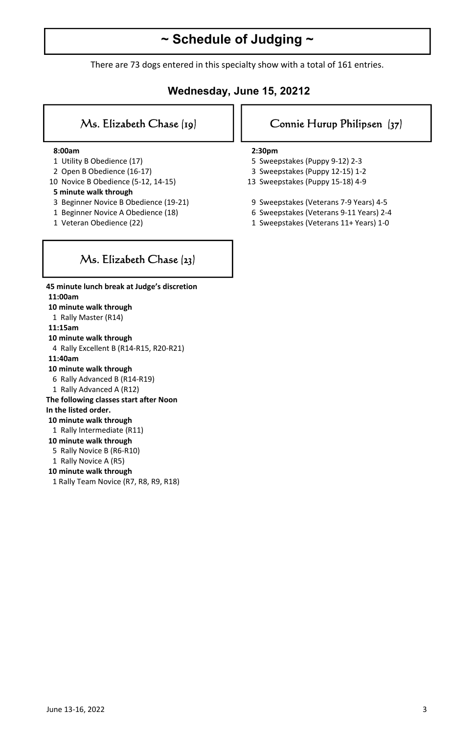# ~ Schedule of Judging ~

There are 73 dogs entered in this specialty show with a total of 161 entries.

## Wednesday, June 15, 20212

### Ms. Elizabeth Chase (19)

**8:00am**

1 Utility B Obedience (17)
2 Open B Obedience (16-17)
10 Novice B Obedience (5-12, 14-15)
**5 minute walk through**
3 Beginner Novice B Obedience (19-21)
1 Beginner Novice A Obedience (18)
1 Veteran Obedience (22)

### Ms. Elizabeth Chase (23)

**45 minute lunch break at Judge's discretion**
**11:00am**
**10 minute walk through**
1 Rally Master (R14)
**11:15am**
**10 minute walk through**
4 Rally Excellent B (R14-R15, R20-R21)
**11:40am**
**10 minute walk through**
6 Rally Advanced B (R14-R19)
1 Rally Advanced A (R12)
**The following classes start after Noon**
**In the listed order.**
**10 minute walk through**
1 Rally Intermediate (R11)
**10 minute walk through**
5 Rally Novice B (R6-R10)
1 Rally Novice A (R5)
**10 minute walk through**
1 Rally Team Novice (R7, R8, R9, R18)

### Connie Hurup Philipsen (37)

**2:30pm**

5 Sweepstakes (Puppy 9-12) 2-3
3 Sweepstakes (Puppy 12-15) 1-2
13 Sweepstakes (Puppy 15-18) 4-9

9 Sweepstakes (Veterans 7-9 Years) 4-5
6 Sweepstakes (Veterans 9-11 Years) 2-4
1 Sweepstakes (Veterans 11+ Years) 1-0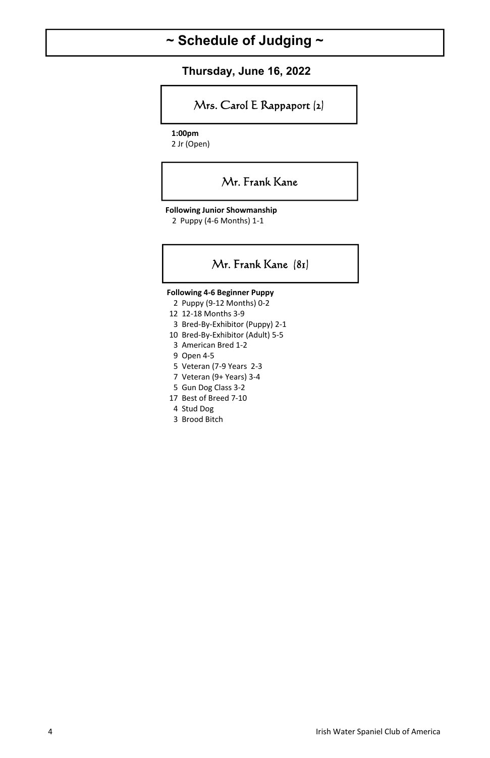# ~ Schedule of Judging ~

## Thursday, June 16, 2022

### Mrs. Carol E Rappaport (2)

**1:00pm**
2 Jr (Open)

### Mr. Frank Kane

**Following Junior Showmanship**
2 Puppy (4-6 Months) 1-1

### Mr. Frank Kane (81)

**Following 4-6 Beginner Puppy**
2 Puppy (9-12 Months) 0-2
12 12-18 Months 3-9
3 Bred-By-Exhibitor (Puppy) 2-1
10 Bred-By-Exhibitor (Adult) 5-5
3 American Bred 1-2
9 Open 4-5
5 Veteran (7-9 Years 2-3
7 Veteran (9+ Years) 3-4
5 Gun Dog Class 3-2
17 Best of Breed 7-10
4 Stud Dog
3 Brood Bitch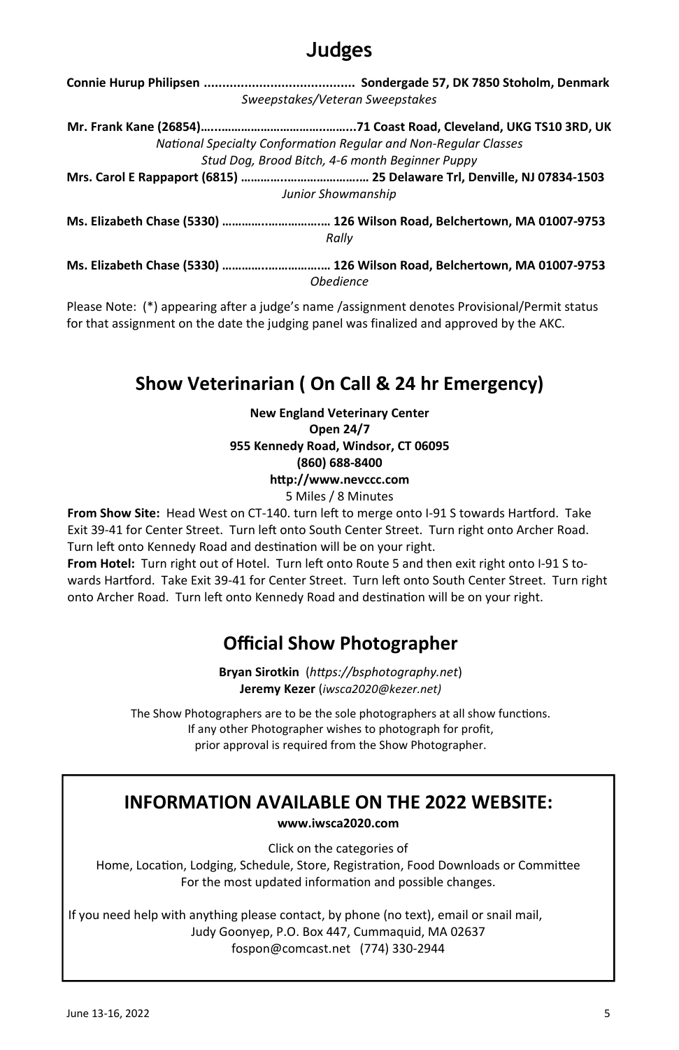# Judges

**Connie Hurup Philipsen ......................................... Sondergade 57, DK 7850 Stoholm, Denmark**
*Sweepstakes/Veteran Sweepstakes*

**Mr. Frank Kane (26854)….....…………………………….…....71 Coast Road, Cleveland, UKG TS10 3RD, UK**
*National Specialty Conformation Regular and Non-Regular Classes*
*Stud Dog, Brood Bitch, 4-6 month Beginner Puppy*

**Mrs. Carol E Rappaport (6815) ……………..…………………..… 25 Delaware Trl, Denville, NJ 07834-1503**
*Junior Showmanship*

**Ms. Elizabeth Chase (5330) …………….………………..… 126 Wilson Road, Belchertown, MA 01007-9753**
*Rally*

**Ms. Elizabeth Chase (5330) …………….………………..… 126 Wilson Road, Belchertown, MA 01007-9753**
*Obedience*

Please Note: (*) appearing after a judge's name /assignment denotes Provisional/Permit status for that assignment on the date the judging panel was finalized and approved by the AKC.

## Show Veterinarian ( On Call & 24 hr Emergency)

**New England Veterinary Center**
**Open 24/7**
**955 Kennedy Road, Windsor, CT 06095**
**(860) 688-8400**
**http://www.nevccc.com**
5 Miles / 8 Minutes

**From Show Site:** Head West on CT-140. turn left to merge onto I-91 S towards Hartford. Take Exit 39-41 for Center Street. Turn left onto South Center Street. Turn right onto Archer Road. Turn left onto Kennedy Road and destination will be on your right.

**From Hotel:** Turn right out of Hotel. Turn left onto Route 5 and then exit right onto I-91 S towards Hartford. Take Exit 39-41 for Center Street. Turn left onto South Center Street. Turn right onto Archer Road. Turn left onto Kennedy Road and destination will be on your right.

## Official Show Photographer

**Bryan Sirotkin** (*https://bsphotography.net*)
**Jeremy Kezer** (*iwsca2020@kezer.net)*

The Show Photographers are to be the sole photographers at all show functions.
If any other Photographer wishes to photograph for profit,
prior approval is required from the Show Photographer.

## INFORMATION AVAILABLE ON THE 2022 WEBSITE:

**www.iwsca2020.com**

Click on the categories of
Home, Location, Lodging, Schedule, Store, Registration, Food Downloads or Committee
For the most updated information and possible changes.

If you need help with anything please contact, by phone (no text), email or snail mail,
Judy Goonyep, P.O. Box 447, Cummaquid, MA 02637
fospon@comcast.net (774) 330-2944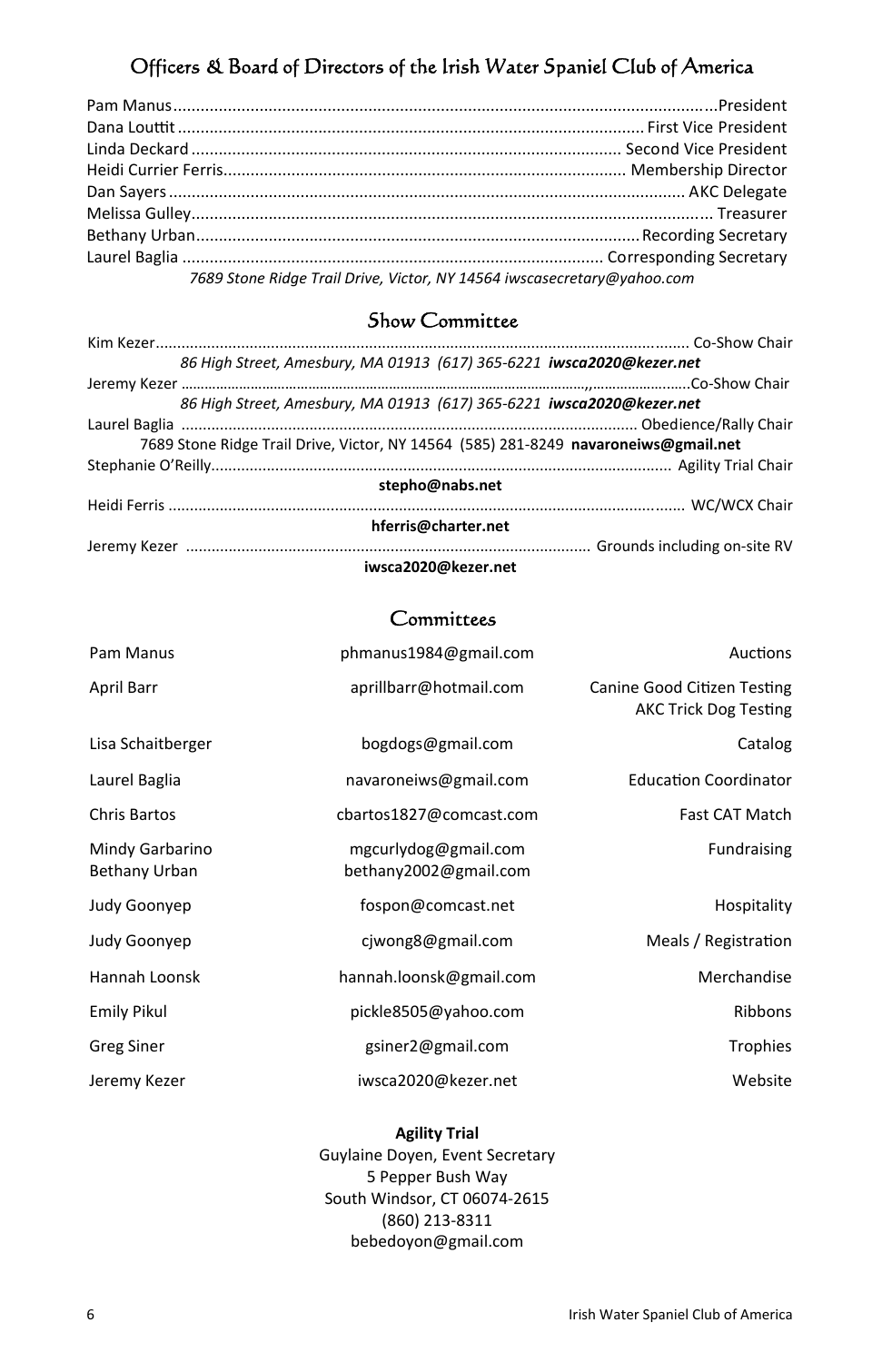## Officers & Board of Directors of the Irish Water Spaniel Club of America

| Name | Position |
|---|---|
| Pam Manus | President |
| Dana Louttit | First Vice President |
| Linda Deckard | Second Vice President |
| Heidi Currier Ferris | Membership Director |
| Dan Sayers | AKC Delegate |
| Melissa Gulley | Treasurer |
| Bethany Urban | Recording Secretary |
| Laurel Baglia | Corresponding Secretary |

*7689 Stone Ridge Trail Drive, Victor, NY 14564 iwscasecretary@yahoo.com*

## Show Committee

Kim Kezer — Co-Show Chair
*86 High Street, Amesbury, MA 01913 (617) 365-6221* ***iwsca2020@kezer.net***

Jeremy Kezer — Co-Show Chair
*86 High Street, Amesbury, MA 01913 (617) 365-6221* ***iwsca2020@kezer.net***

Laurel Baglia — Obedience/Rally Chair
7689 Stone Ridge Trail Drive, Victor, NY 14564 (585) 281-8249 **navaroneiws@gmail.net**

Stephanie O'Reilly — Agility Trial Chair
**stepho@nabs.net**

Heidi Ferris — WC/WCX Chair
**hferris@charter.net**

Jeremy Kezer — Grounds including on-site RV
**iwsca2020@kezer.net**

## Committees

| Name | Email | Committee |
|---|---|---|
| Pam Manus | phmanus1984@gmail.com | Auctions |
| April Barr | aprillbarr@hotmail.com | Canine Good Citizen Testing<br>AKC Trick Dog Testing |
| Lisa Schaitberger | bogdogs@gmail.com | Catalog |
| Laurel Baglia | navaroneiws@gmail.com | Education Coordinator |
| Chris Bartos | cbartos1827@comcast.com | Fast CAT Match |
| Mindy Garbarino<br>Bethany Urban | mgcurlydog@gmail.com<br>bethany2002@gmail.com | Fundraising |
| Judy Goonyep | fospon@comcast.net | Hospitality |
| Judy Goonyep | cjwong8@gmail.com | Meals / Registration |
| Hannah Loonsk | hannah.loonsk@gmail.com | Merchandise |
| Emily Pikul | pickle8505@yahoo.com | Ribbons |
| Greg Siner | gsiner2@gmail.com | Trophies |
| Jeremy Kezer | iwsca2020@kezer.net | Website |

**Agility Trial**
Guylaine Doyen, Event Secretary
5 Pepper Bush Way
South Windsor, CT 06074-2615
(860) 213-8311
bebedoyon@gmail.com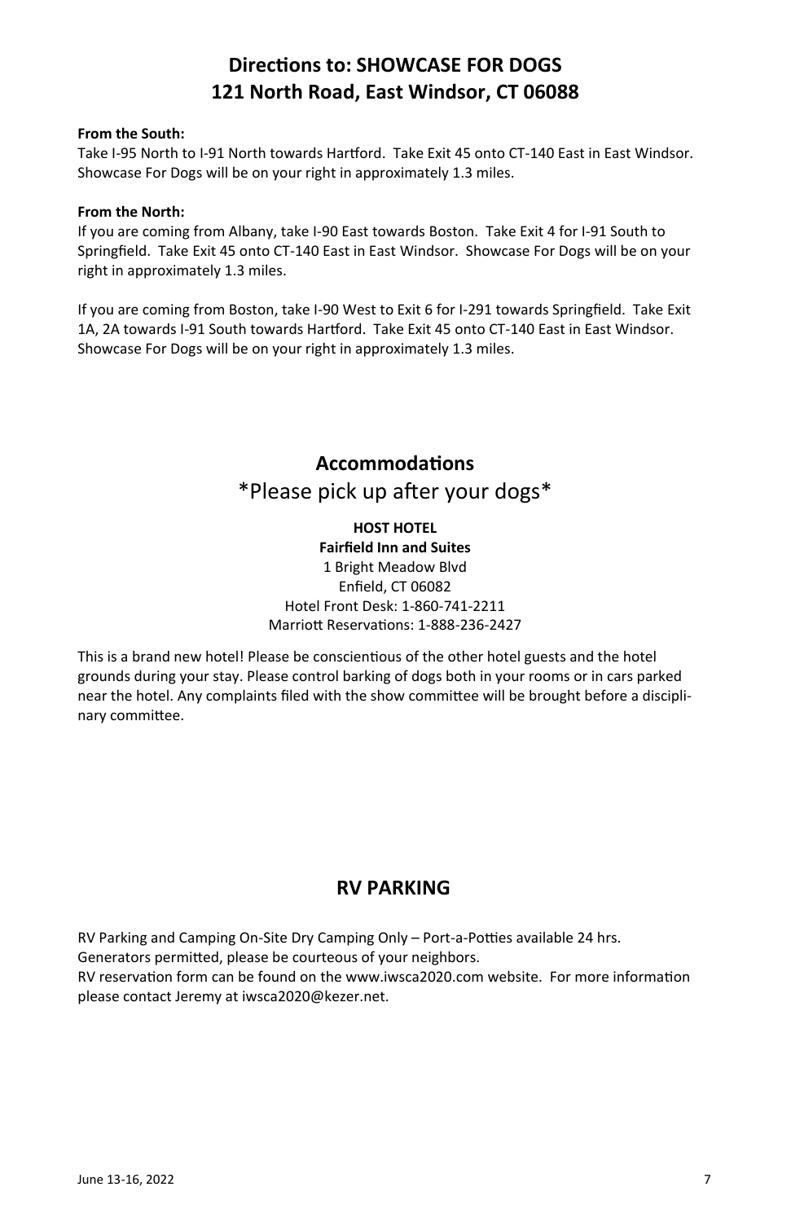## Directions to: SHOWCASE FOR DOGS
## 121 North Road, East Windsor, CT 06088

**From the South:**
Take I-95 North to I-91 North towards Hartford. Take Exit 45 onto CT-140 East in East Windsor. Showcase For Dogs will be on your right in approximately 1.3 miles.

**From the North:**
If you are coming from Albany, take I-90 East towards Boston. Take Exit 4 for I-91 South to Springfield. Take Exit 45 onto CT-140 East in East Windsor. Showcase For Dogs will be on your right in approximately 1.3 miles.

If you are coming from Boston, take I-90 West to Exit 6 for I-291 towards Springfield. Take Exit 1A, 2A towards I-91 South towards Hartford. Take Exit 45 onto CT-140 East in East Windsor. Showcase For Dogs will be on your right in approximately 1.3 miles.

## Accommodations
*Please pick up after your dogs*

**HOST HOTEL**
**Fairfield Inn and Suites**
1 Bright Meadow Blvd
Enfield, CT 06082
Hotel Front Desk: 1-860-741-2211
Marriott Reservations: 1-888-236-2427

This is a brand new hotel! Please be conscientious of the other hotel guests and the hotel grounds during your stay. Please control barking of dogs both in your rooms or in cars parked near the hotel. Any complaints filed with the show committee will be brought before a disciplinary committee.

## RV PARKING

RV Parking and Camping On-Site Dry Camping Only – Port-a-Potties available 24 hrs.
Generators permitted, please be courteous of your neighbors.
RV reservation form can be found on the www.iwsca2020.com website. For more information please contact Jeremy at iwsca2020@kezer.net.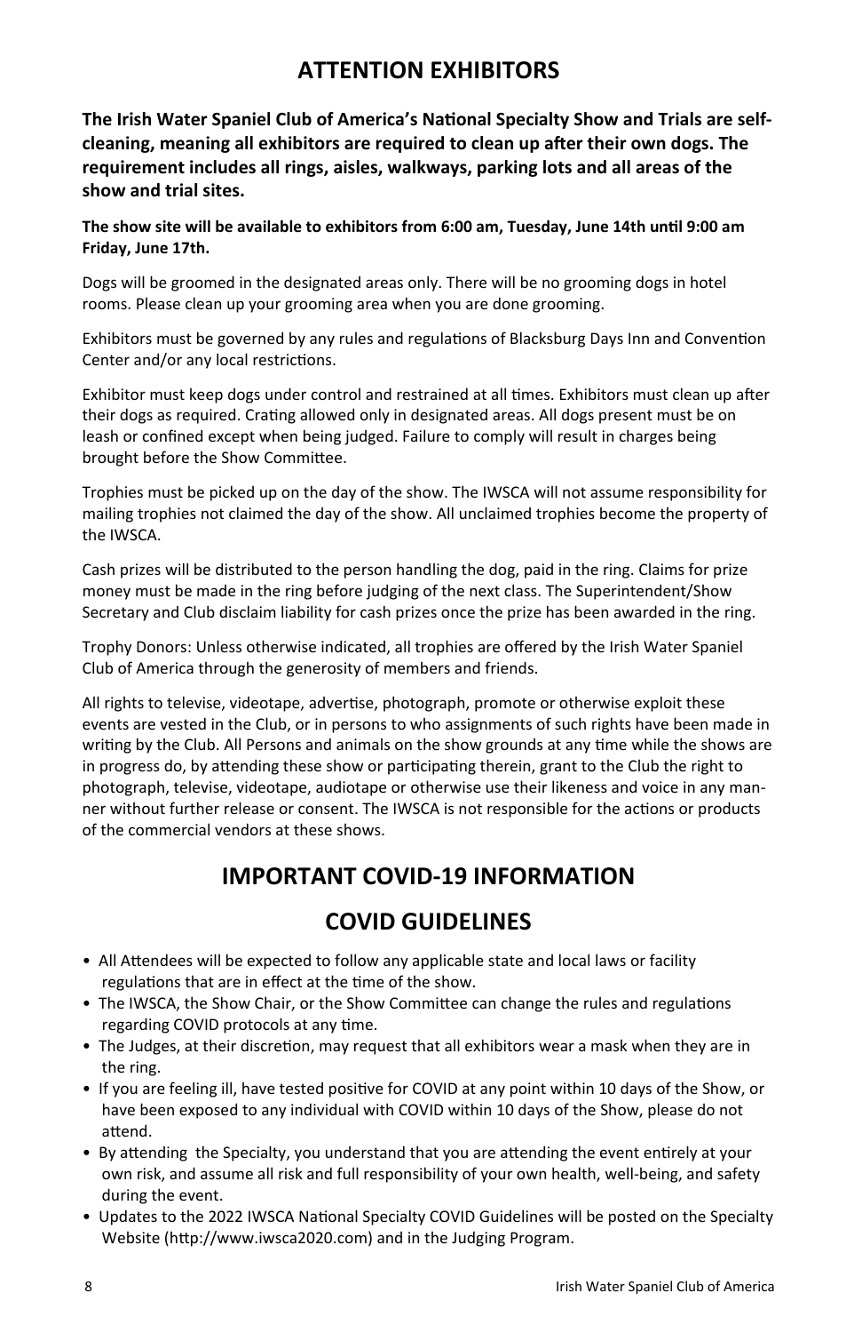# ATTENTION EXHIBITORS

**The Irish Water Spaniel Club of America's National Specialty Show and Trials are self-cleaning, meaning all exhibitors are required to clean up after their own dogs. The requirement includes all rings, aisles, walkways, parking lots and all areas of the show and trial sites.**

**The show site will be available to exhibitors from 6:00 am, Tuesday, June 14th until 9:00 am Friday, June 17th.**

Dogs will be groomed in the designated areas only. There will be no grooming dogs in hotel rooms. Please clean up your grooming area when you are done grooming.

Exhibitors must be governed by any rules and regulations of Blacksburg Days Inn and Convention Center and/or any local restrictions.

Exhibitor must keep dogs under control and restrained at all times. Exhibitors must clean up after their dogs as required. Crating allowed only in designated areas. All dogs present must be on leash or confined except when being judged. Failure to comply will result in charges being brought before the Show Committee.

Trophies must be picked up on the day of the show. The IWSCA will not assume responsibility for mailing trophies not claimed the day of the show. All unclaimed trophies become the property of the IWSCA.

Cash prizes will be distributed to the person handling the dog, paid in the ring. Claims for prize money must be made in the ring before judging of the next class. The Superintendent/Show Secretary and Club disclaim liability for cash prizes once the prize has been awarded in the ring.

Trophy Donors: Unless otherwise indicated, all trophies are offered by the Irish Water Spaniel Club of America through the generosity of members and friends.

All rights to televise, videotape, advertise, photograph, promote or otherwise exploit these events are vested in the Club, or in persons to who assignments of such rights have been made in writing by the Club. All Persons and animals on the show grounds at any time while the shows are in progress do, by attending these show or participating therein, grant to the Club the right to photograph, televise, videotape, audiotape or otherwise use their likeness and voice in any manner without further release or consent. The IWSCA is not responsible for the actions or products of the commercial vendors at these shows.

# IMPORTANT COVID-19 INFORMATION

# COVID GUIDELINES

- All Attendees will be expected to follow any applicable state and local laws or facility regulations that are in effect at the time of the show.
- The IWSCA, the Show Chair, or the Show Committee can change the rules and regulations regarding COVID protocols at any time.
- The Judges, at their discretion, may request that all exhibitors wear a mask when they are in the ring.
- If you are feeling ill, have tested positive for COVID at any point within 10 days of the Show, or have been exposed to any individual with COVID within 10 days of the Show, please do not attend.
- By attending the Specialty, you understand that you are attending the event entirely at your own risk, and assume all risk and full responsibility of your own health, well-being, and safety during the event.
- Updates to the 2022 IWSCA National Specialty COVID Guidelines will be posted on the Specialty Website (http://www.iwsca2020.com) and in the Judging Program.